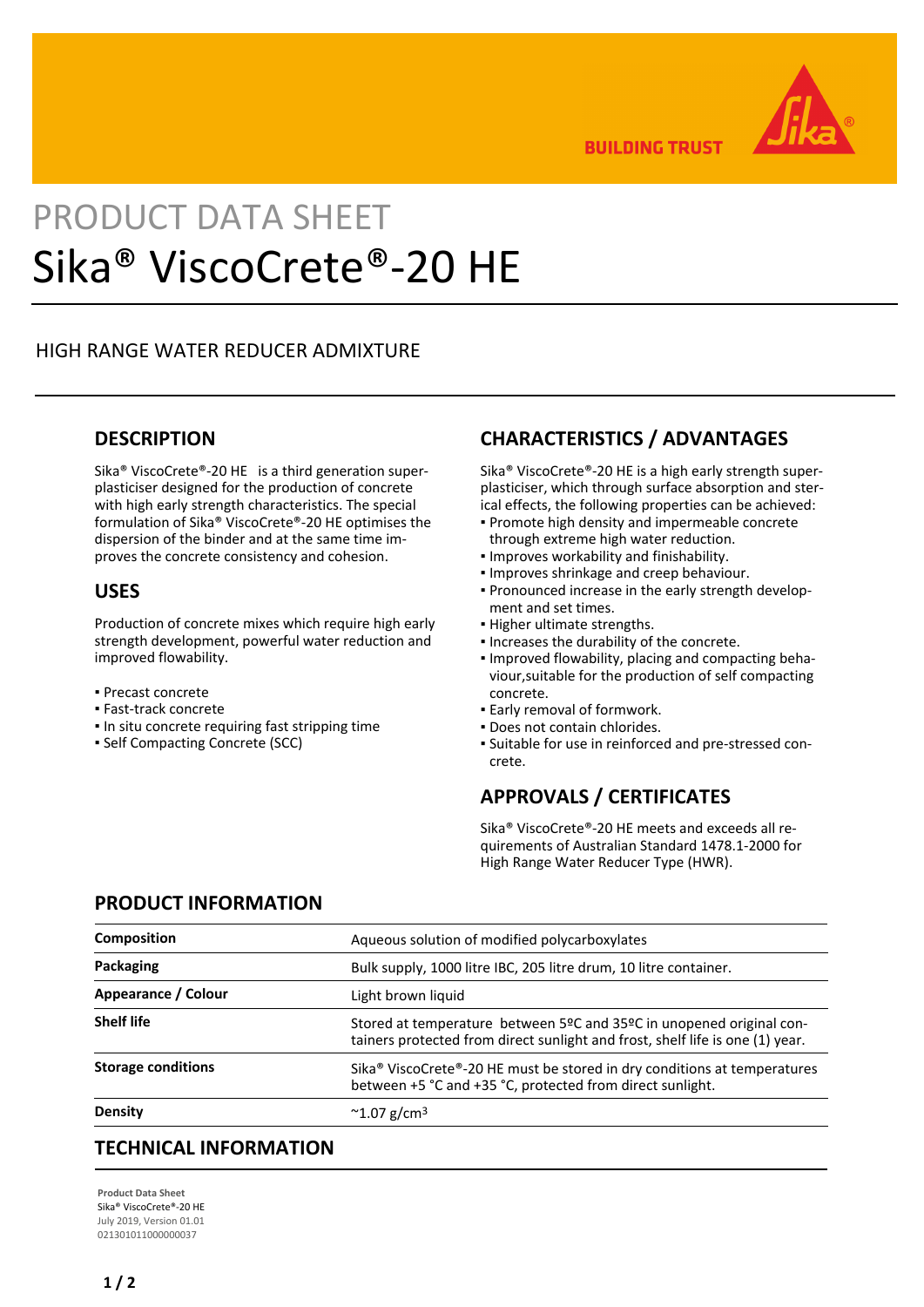PRODUCT DATA SHEET

# Sika® ViscoCrete®-20 HE

HIGH RANGE WATER REDUCER ADMIXTURE

## DESCRIPTION

Sika® ViscoCrete®-20 HE is a third generation superplasticiser designed for the production of concrete with high early strength characteristics. The special formulation of Sika® ViscoCrete®-20 HE optimises the dispersion of the binder and at the same time improves the concrete consistency and cohesion.

## USES

Production of concrete mixes which require high early strength development, powerful water reduction and improved flowability.

- Precast concrete
- Fast-track concrete
- In situ concrete requiring fast stripping time
- Self Compacting Concrete (SCC)

## CHARACTERISTICS / ADVANTAGES

Sika® ViscoCrete®-20 HE is a high early strength superplasticiser, which through surface absorption and sterical effects, the following properties can be achieved:

- Promote high density and impermeable concrete through extreme high water reduction.
- Improves workability and finishability.
- Improves shrinkage and creep behaviour.
- Pronounced increase in the early strength development and set times.
- Higher ultimate strengths.
- Increases the durability of the concrete.
- Improved flowability, placing and compacting behaviour,suitable for the production of self compacting concrete.
- Early removal of formwork.
- Does not contain chlorides.
- Suitable for use in reinforced and pre-stressed concrete.

## APPROVALS / CERTIFICATES

Sika® ViscoCrete®-20 HE meets and exceeds all requirements of Australian Standard 1478.1-2000 for High Range Water Reducer Type (HWR).

## PRODUCT INFORMATION

| | |
|---|---|
| **Composition** | Aqueous solution of modified polycarboxylates |
| **Packaging** | Bulk supply, 1000 litre IBC, 205 litre drum, 10 litre container. |
| **Appearance / Colour** | Light brown liquid |
| **Shelf life** | Stored at temperature between 5ºC and 35ºC in unopened original containers protected from direct sunlight and frost, shelf life is one (1) year. |
| **Storage conditions** | Sika® ViscoCrete®-20 HE must be stored in dry conditions at temperatures between +5 °C and +35 °C, protected from direct sunlight. |
| **Density** | ~1.07 g/cm³ |

## TECHNICAL INFORMATION

**Product Data Sheet**
Sika® ViscoCrete®-20 HE
July 2019, Version 01.01
021301011000000037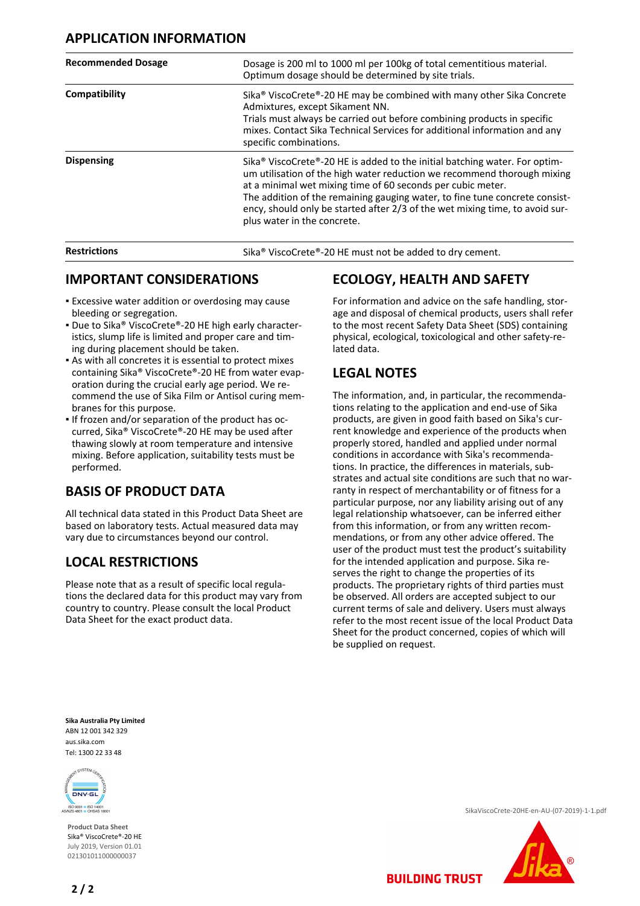## APPLICATION INFORMATION

| | |
|---|---|
| **Recommended Dosage** | Dosage is 200 ml to 1000 ml per 100kg of total cementitious material. Optimum dosage should be determined by site trials. |
| **Compatibility** | Sika® ViscoCrete®-20 HE may be combined with many other Sika Concrete Admixtures, except Sikament NN. Trials must always be carried out before combining products in specific mixes. Contact Sika Technical Services for additional information and any specific combinations. |
| **Dispensing** | Sika® ViscoCrete®-20 HE is added to the initial batching water. For optimum utilisation of the high water reduction we recommend thorough mixing at a minimal wet mixing time of 60 seconds per cubic meter. The addition of the remaining gauging water, to fine tune concrete consistency, should only be started after 2/3 of the wet mixing time, to avoid surplus water in the concrete. |
| **Restrictions** | Sika® ViscoCrete®-20 HE must not be added to dry cement. |

## IMPORTANT CONSIDERATIONS

- Excessive water addition or overdosing may cause bleeding or segregation.
- Due to Sika® ViscoCrete®-20 HE high early characteristics, slump life is limited and proper care and timing during placement should be taken.
- As with all concretes it is essential to protect mixes containing Sika® ViscoCrete®-20 HE from water evaporation during the crucial early age period. We recommend the use of Sika Film or Antisol curing membranes for this purpose.
- If frozen and/or separation of the product has occurred, Sika® ViscoCrete®-20 HE may be used after thawing slowly at room temperature and intensive mixing. Before application, suitability tests must be performed.

## BASIS OF PRODUCT DATA

All technical data stated in this Product Data Sheet are based on laboratory tests. Actual measured data may vary due to circumstances beyond our control.

## LOCAL RESTRICTIONS

Please note that as a result of specific local regulations the declared data for this product may vary from country to country. Please consult the local Product Data Sheet for the exact product data.

## ECOLOGY, HEALTH AND SAFETY

For information and advice on the safe handling, storage and disposal of chemical products, users shall refer to the most recent Safety Data Sheet (SDS) containing physical, ecological, toxicological and other safety-related data.

## LEGAL NOTES

The information, and, in particular, the recommendations relating to the application and end-use of Sika products, are given in good faith based on Sika's current knowledge and experience of the products when properly stored, handled and applied under normal conditions in accordance with Sika's recommendations. In practice, the differences in materials, substrates and actual site conditions are such that no warranty in respect of merchantability or of fitness for a particular purpose, nor any liability arising out of any legal relationship whatsoever, can be inferred either from this information, or from any written recommendations, or from any other advice offered. The user of the product must test the product's suitability for the intended application and purpose. Sika reserves the right to change the properties of its products. The proprietary rights of third parties must be observed. All orders are accepted subject to our current terms of sale and delivery. Users must always refer to the most recent issue of the local Product Data Sheet for the product concerned, copies of which will be supplied on request.

**Sika Australia Pty Limited**
ABN 12 001 342 329
aus.sika.com
Tel: 1300 22 33 48

**Product Data Sheet**
Sika® ViscoCrete®-20 HE
July 2019, Version 01.01
021301011000000037

SikaViscoCrete-20HE-en-AU-(07-2019)-1-1.pdf

BUILDING TRUST